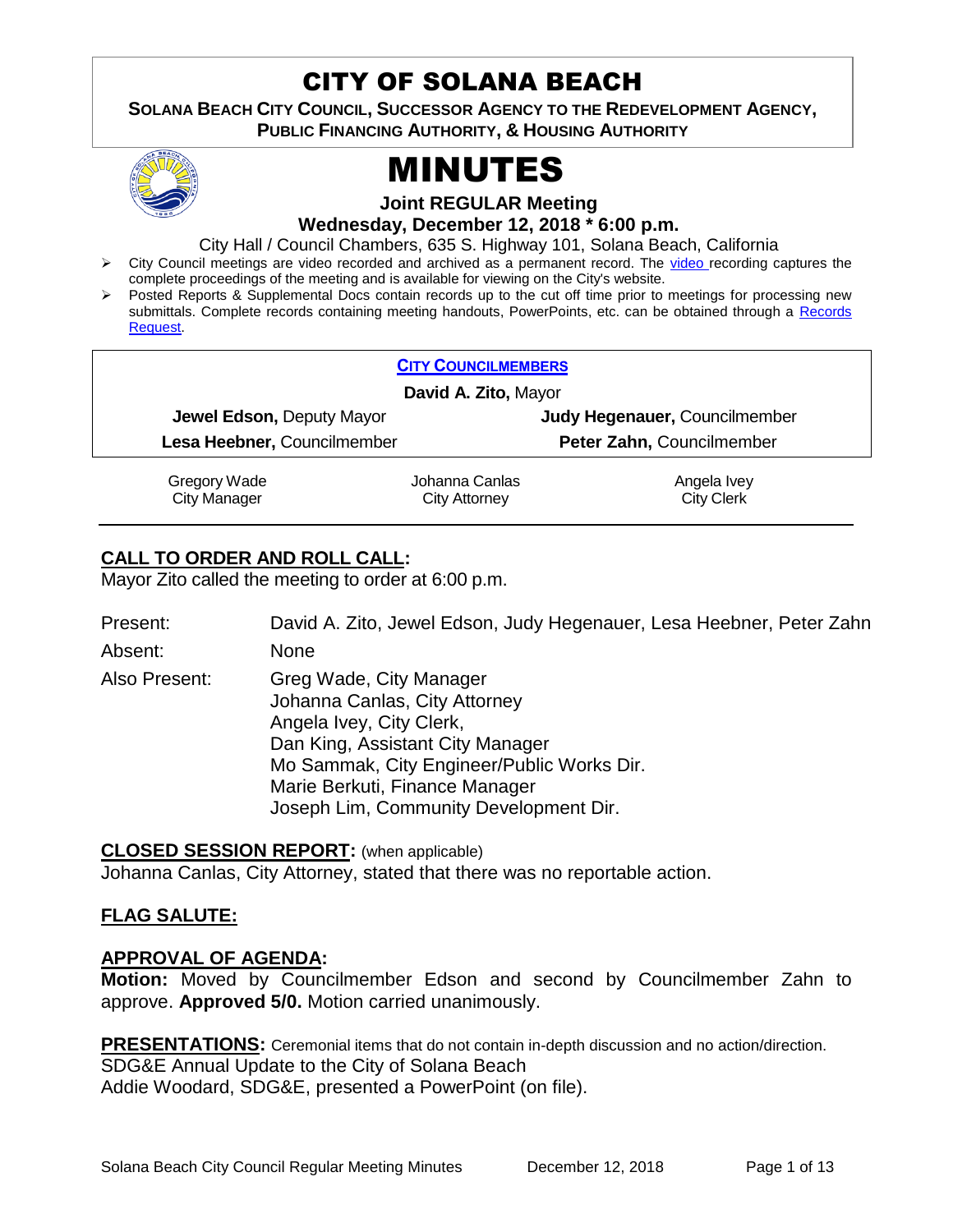# CITY OF SOLANA BEACH

**SOLANA BEACH CITY COUNCIL, SUCCESSOR AGENCY TO THE REDEVELOPMENT AGENCY, PUBLIC FINANCING AUTHORITY, & HOUSING AUTHORITY**

# MINUTES

**Joint REGULAR Meeting**

**Wednesday, December 12, 2018 * 6:00 p.m.**

City Hall / Council Chambers, 635 S. Highway 101, Solana Beach, California

- City Council meetings are video recorded and archived as a permanent record. The video recording captures the complete proceedings of the meeting and is available for viewing on the City's website.
- Posted Reports & Supplemental Docs contain records up to the cut off time prior to meetings for processing new submittals. Complete records containing meeting handouts, PowerPoints, etc. can be obtained through a Records Request.

**CITY COUNCILMEMBERS**

**David A. Zito,** Mayor

| | |
|---|---|
| **Jewel Edson,** Deputy Mayor | **Judy Hegenauer,** Councilmember |
| **Lesa Heebner,** Councilmember | **Peter Zahn,** Councilmember |

| | | |
|---|---|---|
| Gregory Wade<br>City Manager | Johanna Canlas<br>City Attorney | Angela Ivey<br>City Clerk |

## CALL TO ORDER AND ROLL CALL:

Mayor Zito called the meeting to order at 6:00 p.m.

Present: David A. Zito, Jewel Edson, Judy Hegenauer, Lesa Heebner, Peter Zahn

Absent: None

Also Present:
Greg Wade, City Manager
Johanna Canlas, City Attorney
Angela Ivey, City Clerk,
Dan King, Assistant City Manager
Mo Sammak, City Engineer/Public Works Dir.
Marie Berkuti, Finance Manager
Joseph Lim, Community Development Dir.

## CLOSED SESSION REPORT: (when applicable)

Johanna Canlas, City Attorney, stated that there was no reportable action.

## FLAG SALUTE:

## APPROVAL OF AGENDA:

**Motion:** Moved by Councilmember Edson and second by Councilmember Zahn to approve. **Approved 5/0.** Motion carried unanimously.

## PRESENTATIONS: Ceremonial items that do not contain in-depth discussion and no action/direction.

SDG&E Annual Update to the City of Solana Beach

Addie Woodard, SDG&E, presented a PowerPoint (on file).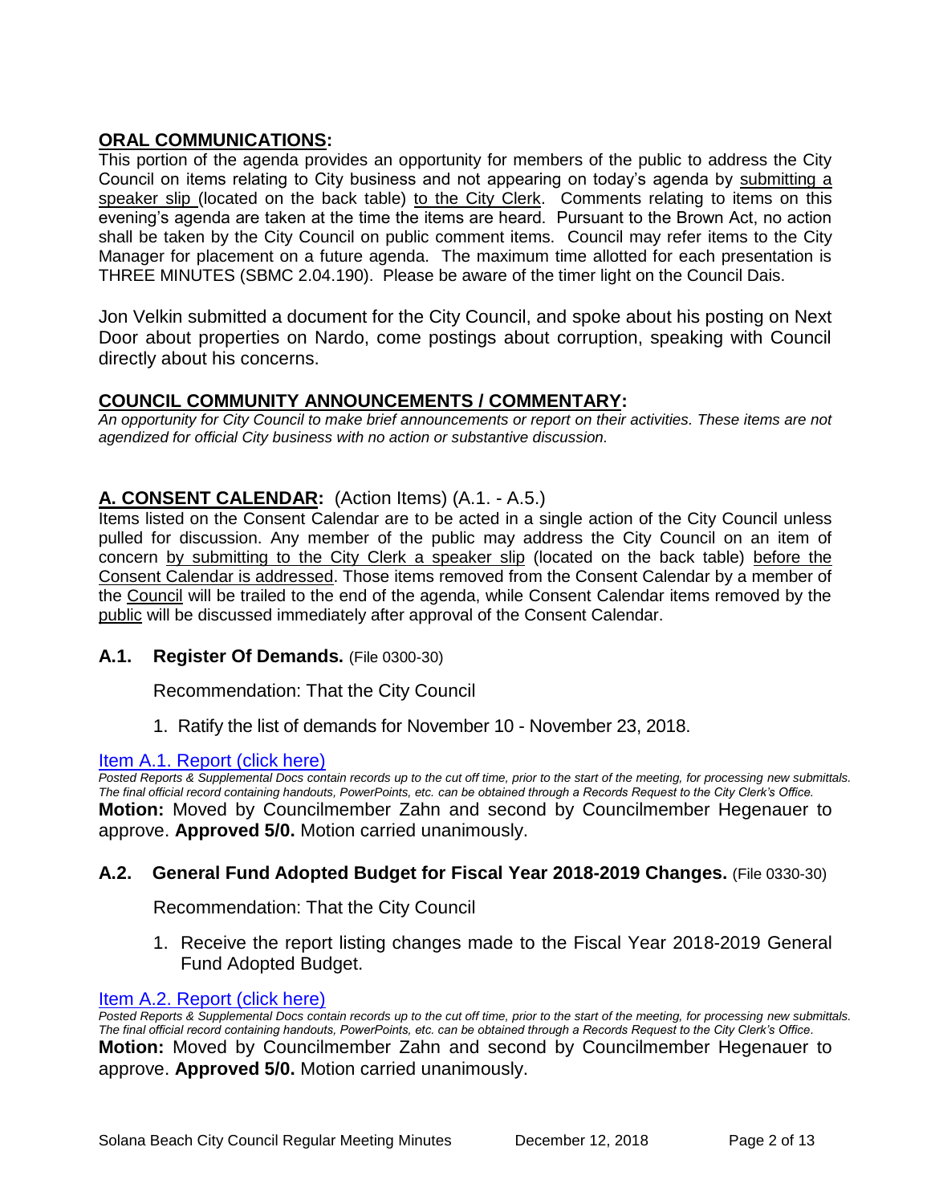## ORAL COMMUNICATIONS:

This portion of the agenda provides an opportunity for members of the public to address the City Council on items relating to City business and not appearing on today's agenda by submitting a speaker slip (located on the back table) to the City Clerk. Comments relating to items on this evening's agenda are taken at the time the items are heard. Pursuant to the Brown Act, no action shall be taken by the City Council on public comment items. Council may refer items to the City Manager for placement on a future agenda. The maximum time allotted for each presentation is THREE MINUTES (SBMC 2.04.190). Please be aware of the timer light on the Council Dais.

Jon Velkin submitted a document for the City Council, and spoke about his posting on Next Door about properties on Nardo, come postings about corruption, speaking with Council directly about his concerns.

## COUNCIL COMMUNITY ANNOUNCEMENTS / COMMENTARY:

*An opportunity for City Council to make brief announcements or report on their activities. These items are not agendized for official City business with no action or substantive discussion.*

## A. CONSENT CALENDAR: (Action Items) (A.1. - A.5.)

Items listed on the Consent Calendar are to be acted in a single action of the City Council unless pulled for discussion. Any member of the public may address the City Council on an item of concern by submitting to the City Clerk a speaker slip (located on the back table) before the Consent Calendar is addressed. Those items removed from the Consent Calendar by a member of the Council will be trailed to the end of the agenda, while Consent Calendar items removed by the public will be discussed immediately after approval of the Consent Calendar.

### A.1. Register Of Demands. (File 0300-30)

Recommendation: That the City Council

1. Ratify the list of demands for November 10 - November 23, 2018.

Item A.1. Report (click here)

*Posted Reports & Supplemental Docs contain records up to the cut off time, prior to the start of the meeting, for processing new submittals. The final official record containing handouts, PowerPoints, etc. can be obtained through a Records Request to the City Clerk's Office.*

**Motion:** Moved by Councilmember Zahn and second by Councilmember Hegenauer to approve. **Approved 5/0.** Motion carried unanimously.

### A.2. General Fund Adopted Budget for Fiscal Year 2018-2019 Changes. (File 0330-30)

Recommendation: That the City Council

1. Receive the report listing changes made to the Fiscal Year 2018-2019 General Fund Adopted Budget.

Item A.2. Report (click here)

*Posted Reports & Supplemental Docs contain records up to the cut off time, prior to the start of the meeting, for processing new submittals. The final official record containing handouts, PowerPoints, etc. can be obtained through a Records Request to the City Clerk's Office.*

**Motion:** Moved by Councilmember Zahn and second by Councilmember Hegenauer to approve. **Approved 5/0.** Motion carried unanimously.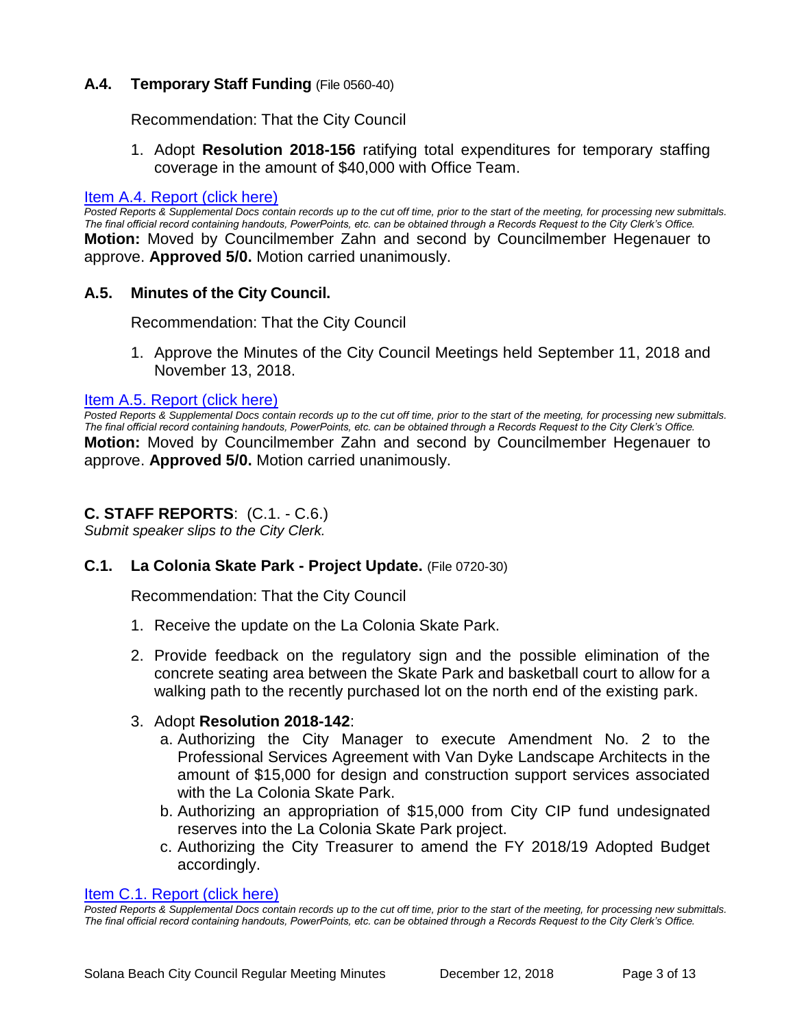### **A.4. Temporary Staff Funding** (File 0560-40)

Recommendation: That the City Council

1. Adopt **Resolution 2018-156** ratifying total expenditures for temporary staffing coverage in the amount of $40,000 with Office Team.

[Item A.4. Report (click here)]

*Posted Reports & Supplemental Docs contain records up to the cut off time, prior to the start of the meeting, for processing new submittals. The final official record containing handouts, PowerPoints, etc. can be obtained through a Records Request to the City Clerk's Office.*

**Motion:** Moved by Councilmember Zahn and second by Councilmember Hegenauer to approve. **Approved 5/0.** Motion carried unanimously.

### **A.5. Minutes of the City Council.**

Recommendation: That the City Council

1. Approve the Minutes of the City Council Meetings held September 11, 2018 and November 13, 2018.

[Item A.5. Report (click here)]

*Posted Reports & Supplemental Docs contain records up to the cut off time, prior to the start of the meeting, for processing new submittals. The final official record containing handouts, PowerPoints, etc. can be obtained through a Records Request to the City Clerk's Office.*

**Motion:** Moved by Councilmember Zahn and second by Councilmember Hegenauer to approve. **Approved 5/0.** Motion carried unanimously.

## **C. STAFF REPORTS**: (C.1. - C.6.)

*Submit speaker slips to the City Clerk.*

### **C.1. La Colonia Skate Park - Project Update.** (File 0720-30)

Recommendation: That the City Council

1. Receive the update on the La Colonia Skate Park.
2. Provide feedback on the regulatory sign and the possible elimination of the concrete seating area between the Skate Park and basketball court to allow for a walking path to the recently purchased lot on the north end of the existing park.
3. Adopt **Resolution 2018-142**:
   a. Authorizing the City Manager to execute Amendment No. 2 to the Professional Services Agreement with Van Dyke Landscape Architects in the amount of $15,000 for design and construction support services associated with the La Colonia Skate Park.
   b. Authorizing an appropriation of $15,000 from City CIP fund undesignated reserves into the La Colonia Skate Park project.
   c. Authorizing the City Treasurer to amend the FY 2018/19 Adopted Budget accordingly.

[Item C.1. Report (click here)]

*Posted Reports & Supplemental Docs contain records up to the cut off time, prior to the start of the meeting, for processing new submittals. The final official record containing handouts, PowerPoints, etc. can be obtained through a Records Request to the City Clerk's Office.*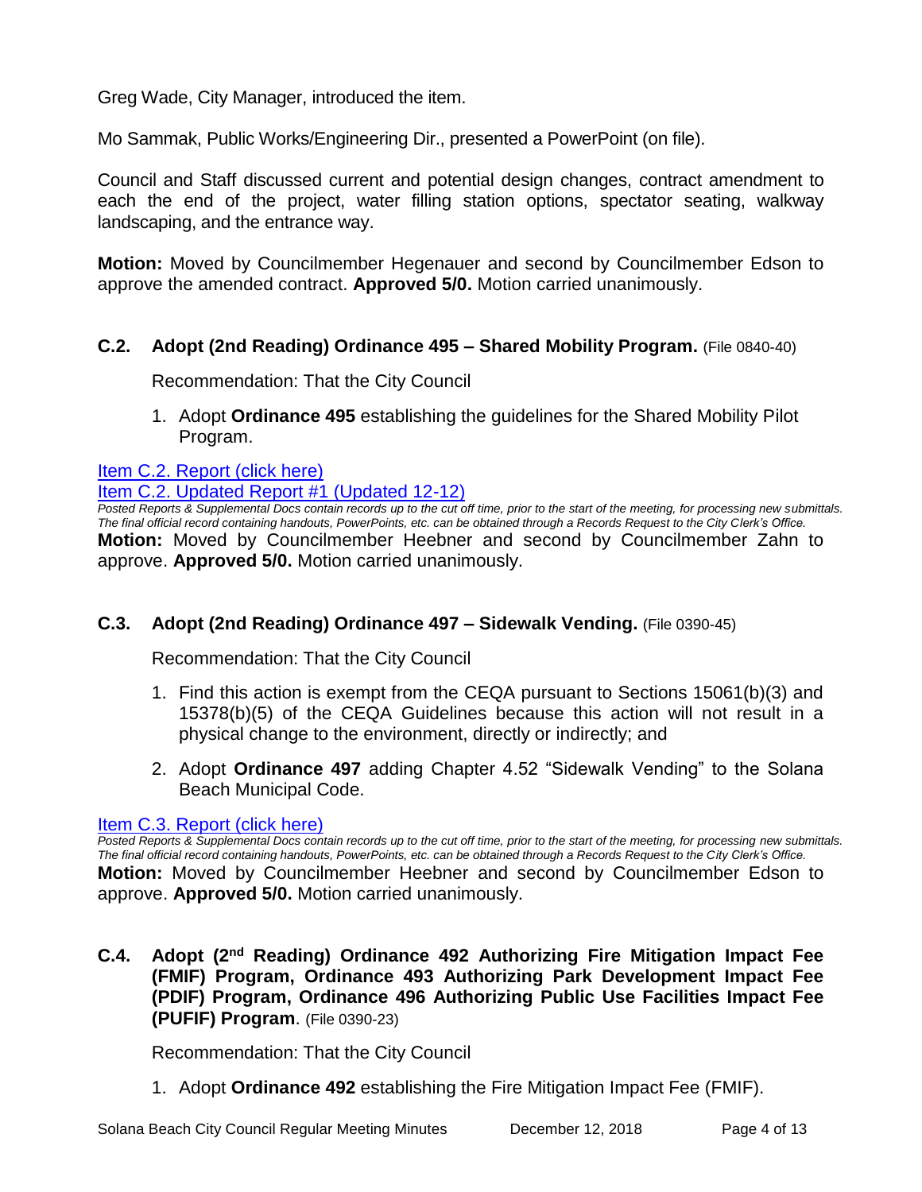Greg Wade, City Manager, introduced the item.

Mo Sammak, Public Works/Engineering Dir., presented a PowerPoint (on file).

Council and Staff discussed current and potential design changes, contract amendment to each the end of the project, water filling station options, spectator seating, walkway landscaping, and the entrance way.

**Motion:** Moved by Councilmember Hegenauer and second by Councilmember Edson to approve the amended contract. **Approved 5/0.** Motion carried unanimously.

### C.2. Adopt (2nd Reading) Ordinance 495 – Shared Mobility Program. (File 0840-40)

Recommendation: That the City Council

1. Adopt **Ordinance 495** establishing the guidelines for the Shared Mobility Pilot Program.

Item C.2. Report (click here)
Item C.2. Updated Report #1 (Updated 12-12)

*Posted Reports & Supplemental Docs contain records up to the cut off time, prior to the start of the meeting, for processing new submittals. The final official record containing handouts, PowerPoints, etc. can be obtained through a Records Request to the City Clerk's Office.*

**Motion:** Moved by Councilmember Heebner and second by Councilmember Zahn to approve. **Approved 5/0.** Motion carried unanimously.

### C.3. Adopt (2nd Reading) Ordinance 497 – Sidewalk Vending. (File 0390-45)

Recommendation: That the City Council

1. Find this action is exempt from the CEQA pursuant to Sections 15061(b)(3) and 15378(b)(5) of the CEQA Guidelines because this action will not result in a physical change to the environment, directly or indirectly; and
2. Adopt **Ordinance 497** adding Chapter 4.52 "Sidewalk Vending" to the Solana Beach Municipal Code.

Item C.3. Report (click here)

*Posted Reports & Supplemental Docs contain records up to the cut off time, prior to the start of the meeting, for processing new submittals. The final official record containing handouts, PowerPoints, etc. can be obtained through a Records Request to the City Clerk's Office.*

**Motion:** Moved by Councilmember Heebner and second by Councilmember Edson to approve. **Approved 5/0.** Motion carried unanimously.

### C.4. Adopt (2nd Reading) Ordinance 492 Authorizing Fire Mitigation Impact Fee (FMIF) Program, Ordinance 493 Authorizing Park Development Impact Fee (PDIF) Program, Ordinance 496 Authorizing Public Use Facilities Impact Fee (PUFIF) Program. (File 0390-23)

Recommendation: That the City Council

1. Adopt **Ordinance 492** establishing the Fire Mitigation Impact Fee (FMIF).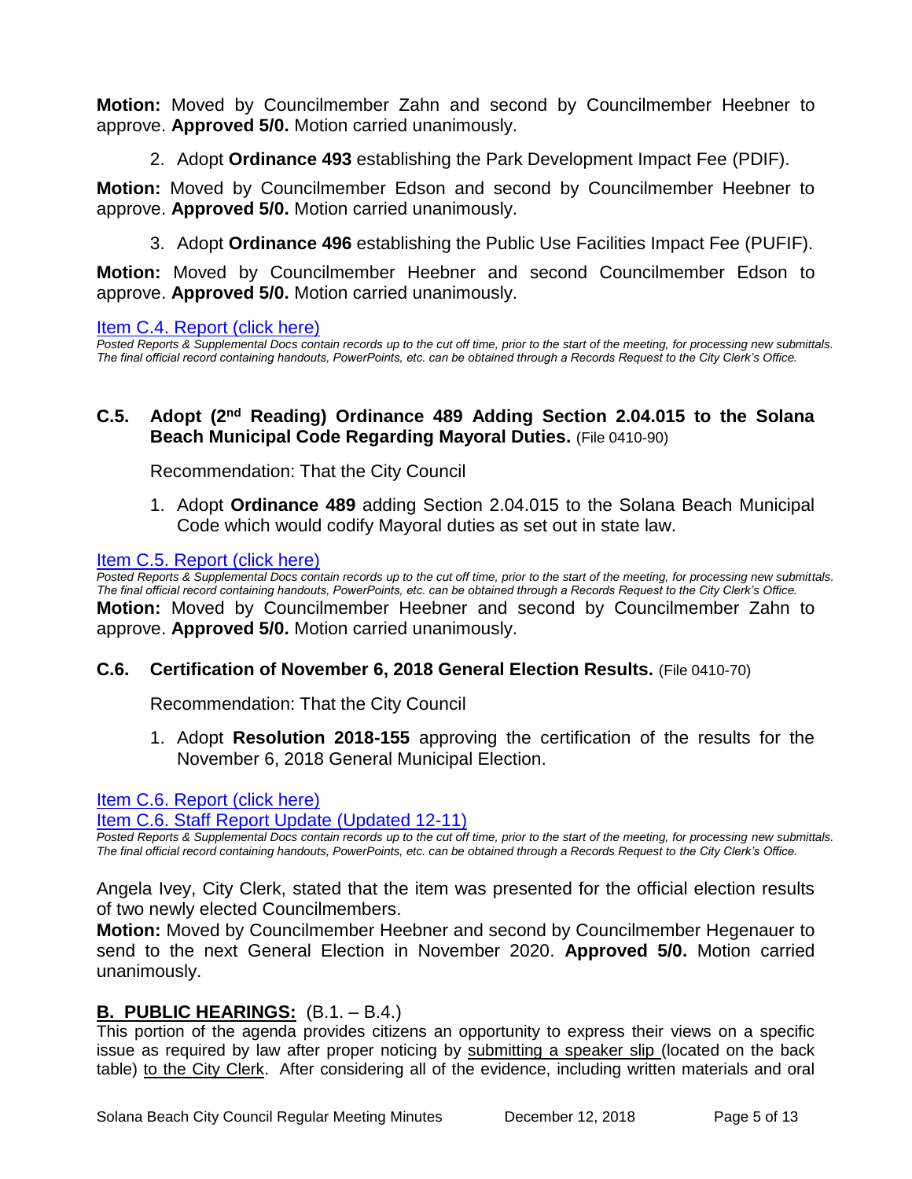**Motion:** Moved by Councilmember Zahn and second by Councilmember Heebner to approve. **Approved 5/0.** Motion carried unanimously.

2. Adopt **Ordinance 493** establishing the Park Development Impact Fee (PDIF).

**Motion:** Moved by Councilmember Edson and second by Councilmember Heebner to approve. **Approved 5/0.** Motion carried unanimously.

3. Adopt **Ordinance 496** establishing the Public Use Facilities Impact Fee (PUFIF).

**Motion:** Moved by Councilmember Heebner and second Councilmember Edson to approve. **Approved 5/0.** Motion carried unanimously.

Item C.4. Report (click here)

*Posted Reports & Supplemental Docs contain records up to the cut off time, prior to the start of the meeting, for processing new submittals. The final official record containing handouts, PowerPoints, etc. can be obtained through a Records Request to the City Clerk's Office.*

### C.5. Adopt (2nd Reading) Ordinance 489 Adding Section 2.04.015 to the Solana Beach Municipal Code Regarding Mayoral Duties. (File 0410-90)

Recommendation: That the City Council

1. Adopt **Ordinance 489** adding Section 2.04.015 to the Solana Beach Municipal Code which would codify Mayoral duties as set out in state law.

Item C.5. Report (click here)

*Posted Reports & Supplemental Docs contain records up to the cut off time, prior to the start of the meeting, for processing new submittals. The final official record containing handouts, PowerPoints, etc. can be obtained through a Records Request to the City Clerk's Office.*

**Motion:** Moved by Councilmember Heebner and second by Councilmember Zahn to approve. **Approved 5/0.** Motion carried unanimously.

### C.6. Certification of November 6, 2018 General Election Results. (File 0410-70)

Recommendation: That the City Council

1. Adopt **Resolution 2018-155** approving the certification of the results for the November 6, 2018 General Municipal Election.

Item C.6. Report (click here)

Item C.6. Staff Report Update (Updated 12-11)

*Posted Reports & Supplemental Docs contain records up to the cut off time, prior to the start of the meeting, for processing new submittals. The final official record containing handouts, PowerPoints, etc. can be obtained through a Records Request to the City Clerk's Office.*

Angela Ivey, City Clerk, stated that the item was presented for the official election results of two newly elected Councilmembers.

**Motion:** Moved by Councilmember Heebner and second by Councilmember Hegenauer to send to the next General Election in November 2020. **Approved 5/0.** Motion carried unanimously.

## B. PUBLIC HEARINGS: (B.1. – B.4.)

This portion of the agenda provides citizens an opportunity to express their views on a specific issue as required by law after proper noticing by submitting a speaker slip (located on the back table) to the City Clerk. After considering all of the evidence, including written materials and oral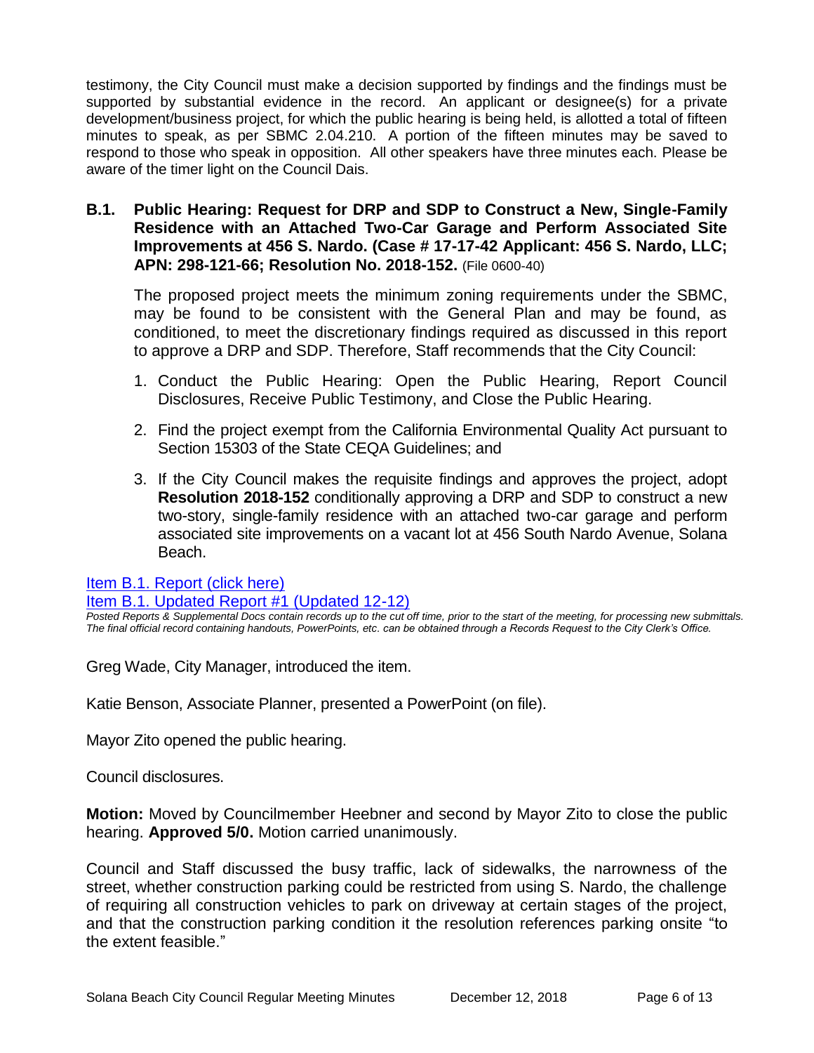testimony, the City Council must make a decision supported by findings and the findings must be supported by substantial evidence in the record. An applicant or designee(s) for a private development/business project, for which the public hearing is being held, is allotted a total of fifteen minutes to speak, as per SBMC 2.04.210. A portion of the fifteen minutes may be saved to respond to those who speak in opposition. All other speakers have three minutes each. Please be aware of the timer light on the Council Dais.

**B.1. Public Hearing: Request for DRP and SDP to Construct a New, Single-Family Residence with an Attached Two-Car Garage and Perform Associated Site Improvements at 456 S. Nardo. (Case # 17-17-42 Applicant: 456 S. Nardo, LLC; APN: 298-121-66; Resolution No. 2018-152.** (File 0600-40)

The proposed project meets the minimum zoning requirements under the SBMC, may be found to be consistent with the General Plan and may be found, as conditioned, to meet the discretionary findings required as discussed in this report to approve a DRP and SDP. Therefore, Staff recommends that the City Council:

1. Conduct the Public Hearing: Open the Public Hearing, Report Council Disclosures, Receive Public Testimony, and Close the Public Hearing.
2. Find the project exempt from the California Environmental Quality Act pursuant to Section 15303 of the State CEQA Guidelines; and
3. If the City Council makes the requisite findings and approves the project, adopt **Resolution 2018-152** conditionally approving a DRP and SDP to construct a new two-story, single-family residence with an attached two-car garage and perform associated site improvements on a vacant lot at 456 South Nardo Avenue, Solana Beach.

Item B.1. Report (click here)

Item B.1. Updated Report #1 (Updated 12-12)

*Posted Reports & Supplemental Docs contain records up to the cut off time, prior to the start of the meeting, for processing new submittals. The final official record containing handouts, PowerPoints, etc. can be obtained through a Records Request to the City Clerk's Office.*

Greg Wade, City Manager, introduced the item.

Katie Benson, Associate Planner, presented a PowerPoint (on file).

Mayor Zito opened the public hearing.

Council disclosures.

**Motion:** Moved by Councilmember Heebner and second by Mayor Zito to close the public hearing. **Approved 5/0.** Motion carried unanimously.

Council and Staff discussed the busy traffic, lack of sidewalks, the narrowness of the street, whether construction parking could be restricted from using S. Nardo, the challenge of requiring all construction vehicles to park on driveway at certain stages of the project, and that the construction parking condition it the resolution references parking onsite "to the extent feasible."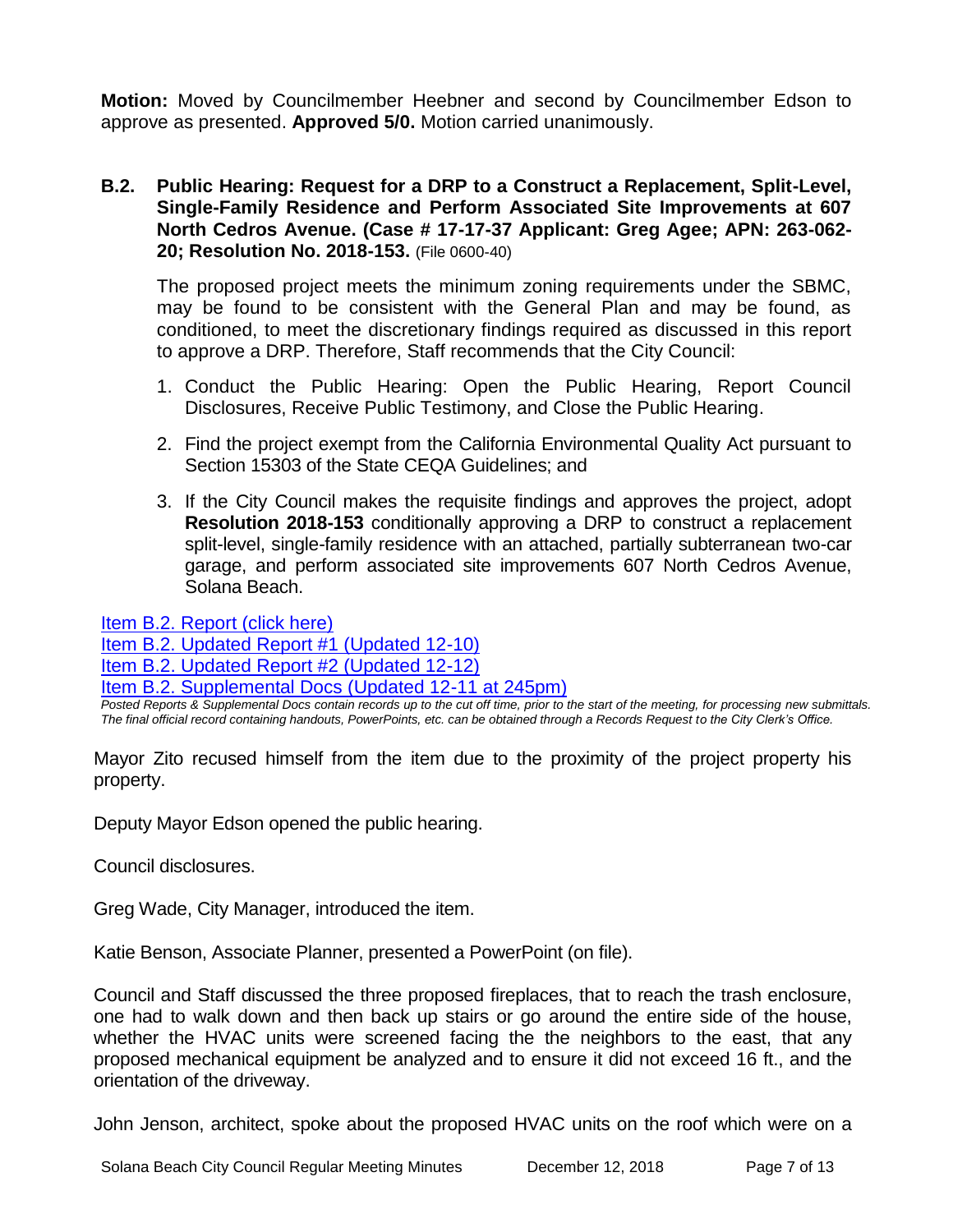**Motion:** Moved by Councilmember Heebner and second by Councilmember Edson to approve as presented. **Approved 5/0.** Motion carried unanimously.

**B.2. Public Hearing: Request for a DRP to a Construct a Replacement, Split-Level, Single-Family Residence and Perform Associated Site Improvements at 607 North Cedros Avenue. (Case # 17-17-37 Applicant: Greg Agee; APN: 263-062-20; Resolution No. 2018-153.** (File 0600-40)

The proposed project meets the minimum zoning requirements under the SBMC, may be found to be consistent with the General Plan and may be found, as conditioned, to meet the discretionary findings required as discussed in this report to approve a DRP. Therefore, Staff recommends that the City Council:

1. Conduct the Public Hearing: Open the Public Hearing, Report Council Disclosures, Receive Public Testimony, and Close the Public Hearing.
2. Find the project exempt from the California Environmental Quality Act pursuant to Section 15303 of the State CEQA Guidelines; and
3. If the City Council makes the requisite findings and approves the project, adopt **Resolution 2018-153** conditionally approving a DRP to construct a replacement split-level, single-family residence with an attached, partially subterranean two-car garage, and perform associated site improvements 607 North Cedros Avenue, Solana Beach.

Item B.2. Report (click here)
Item B.2. Updated Report #1 (Updated 12-10)
Item B.2. Updated Report #2 (Updated 12-12)
Item B.2. Supplemental Docs (Updated 12-11 at 245pm)

*Posted Reports & Supplemental Docs contain records up to the cut off time, prior to the start of the meeting, for processing new submittals. The final official record containing handouts, PowerPoints, etc. can be obtained through a Records Request to the City Clerk's Office.*

Mayor Zito recused himself from the item due to the proximity of the project property his property.

Deputy Mayor Edson opened the public hearing.

Council disclosures.

Greg Wade, City Manager, introduced the item.

Katie Benson, Associate Planner, presented a PowerPoint (on file).

Council and Staff discussed the three proposed fireplaces, that to reach the trash enclosure, one had to walk down and then back up stairs or go around the entire side of the house, whether the HVAC units were screened facing the the neighbors to the east, that any proposed mechanical equipment be analyzed and to ensure it did not exceed 16 ft., and the orientation of the driveway.

John Jenson, architect, spoke about the proposed HVAC units on the roof which were on a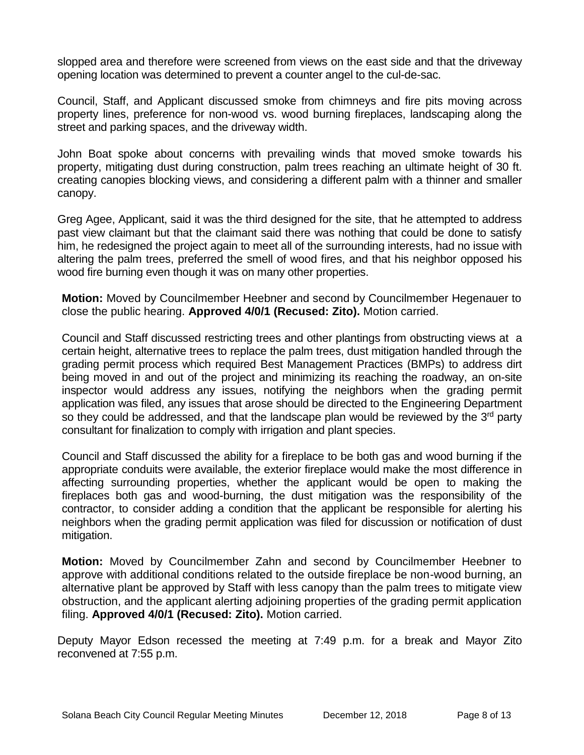slopped area and therefore were screened from views on the east side and that the driveway opening location was determined to prevent a counter angel to the cul-de-sac.

Council, Staff, and Applicant discussed smoke from chimneys and fire pits moving across property lines, preference for non-wood vs. wood burning fireplaces, landscaping along the street and parking spaces, and the driveway width.

John Boat spoke about concerns with prevailing winds that moved smoke towards his property, mitigating dust during construction, palm trees reaching an ultimate height of 30 ft. creating canopies blocking views, and considering a different palm with a thinner and smaller canopy.

Greg Agee, Applicant, said it was the third designed for the site, that he attempted to address past view claimant but that the claimant said there was nothing that could be done to satisfy him, he redesigned the project again to meet all of the surrounding interests, had no issue with altering the palm trees, preferred the smell of wood fires, and that his neighbor opposed his wood fire burning even though it was on many other properties.

**Motion:** Moved by Councilmember Heebner and second by Councilmember Hegenauer to close the public hearing. **Approved 4/0/1 (Recused: Zito).** Motion carried.

Council and Staff discussed restricting trees and other plantings from obstructing views at a certain height, alternative trees to replace the palm trees, dust mitigation handled through the grading permit process which required Best Management Practices (BMPs) to address dirt being moved in and out of the project and minimizing its reaching the roadway, an on-site inspector would address any issues, notifying the neighbors when the grading permit application was filed, any issues that arose should be directed to the Engineering Department so they could be addressed, and that the landscape plan would be reviewed by the 3rd party consultant for finalization to comply with irrigation and plant species.

Council and Staff discussed the ability for a fireplace to be both gas and wood burning if the appropriate conduits were available, the exterior fireplace would make the most difference in affecting surrounding properties, whether the applicant would be open to making the fireplaces both gas and wood-burning, the dust mitigation was the responsibility of the contractor, to consider adding a condition that the applicant be responsible for alerting his neighbors when the grading permit application was filed for discussion or notification of dust mitigation.

**Motion:** Moved by Councilmember Zahn and second by Councilmember Heebner to approve with additional conditions related to the outside fireplace be non-wood burning, an alternative plant be approved by Staff with less canopy than the palm trees to mitigate view obstruction, and the applicant alerting adjoining properties of the grading permit application filing. **Approved 4/0/1 (Recused: Zito).** Motion carried.

Deputy Mayor Edson recessed the meeting at 7:49 p.m. for a break and Mayor Zito reconvened at 7:55 p.m.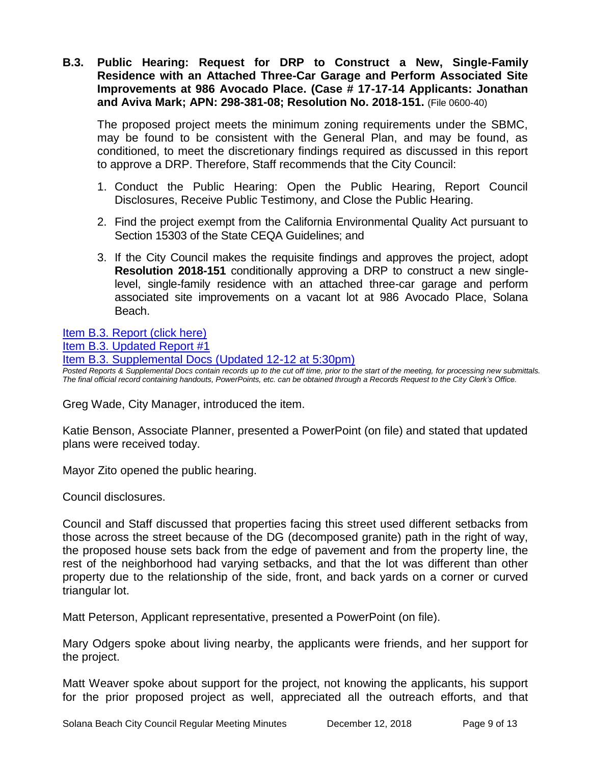**B.3. Public Hearing: Request for DRP to Construct a New, Single-Family Residence with an Attached Three-Car Garage and Perform Associated Site Improvements at 986 Avocado Place. (Case # 17-17-14 Applicants: Jonathan and Aviva Mark; APN: 298-381-08; Resolution No. 2018-151.** (File 0600-40)

The proposed project meets the minimum zoning requirements under the SBMC, may be found to be consistent with the General Plan, and may be found, as conditioned, to meet the discretionary findings required as discussed in this report to approve a DRP. Therefore, Staff recommends that the City Council:

1. Conduct the Public Hearing: Open the Public Hearing, Report Council Disclosures, Receive Public Testimony, and Close the Public Hearing.
2. Find the project exempt from the California Environmental Quality Act pursuant to Section 15303 of the State CEQA Guidelines; and
3. If the City Council makes the requisite findings and approves the project, adopt **Resolution 2018-151** conditionally approving a DRP to construct a new single-level, single-family residence with an attached three-car garage and perform associated site improvements on a vacant lot at 986 Avocado Place, Solana Beach.

Item B.3. Report (click here)
Item B.3. Updated Report #1
Item B.3. Supplemental Docs (Updated 12-12 at 5:30pm)

*Posted Reports & Supplemental Docs contain records up to the cut off time, prior to the start of the meeting, for processing new submittals. The final official record containing handouts, PowerPoints, etc. can be obtained through a Records Request to the City Clerk's Office.*

Greg Wade, City Manager, introduced the item.

Katie Benson, Associate Planner, presented a PowerPoint (on file) and stated that updated plans were received today.

Mayor Zito opened the public hearing.

Council disclosures.

Council and Staff discussed that properties facing this street used different setbacks from those across the street because of the DG (decomposed granite) path in the right of way, the proposed house sets back from the edge of pavement and from the property line, the rest of the neighborhood had varying setbacks, and that the lot was different than other property due to the relationship of the side, front, and back yards on a corner or curved triangular lot.

Matt Peterson, Applicant representative, presented a PowerPoint (on file).

Mary Odgers spoke about living nearby, the applicants were friends, and her support for the project.

Matt Weaver spoke about support for the project, not knowing the applicants, his support for the prior proposed project as well, appreciated all the outreach efforts, and that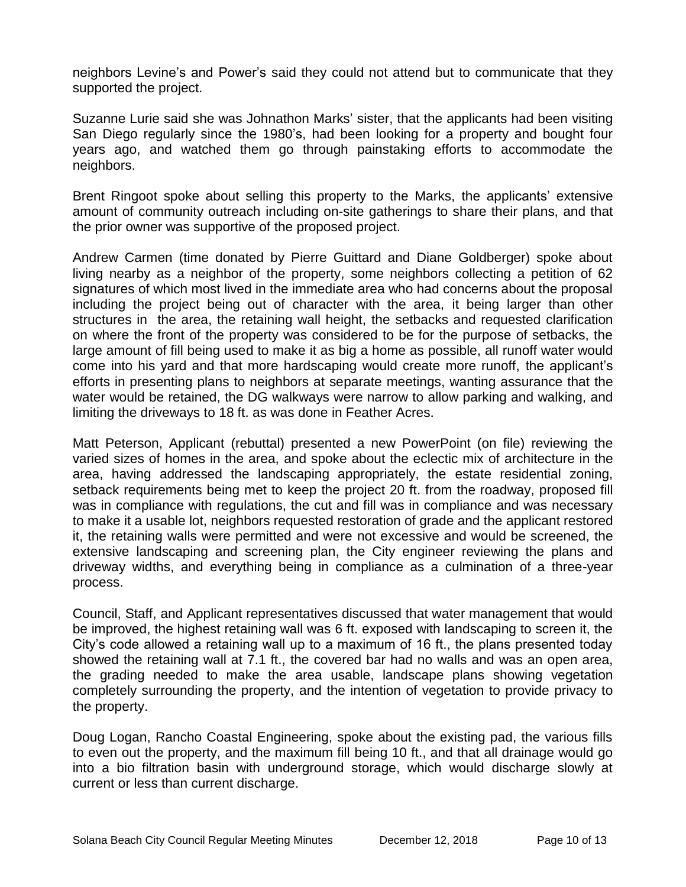neighbors Levine's and Power's said they could not attend but to communicate that they supported the project.

Suzanne Lurie said she was Johnathon Marks' sister, that the applicants had been visiting San Diego regularly since the 1980's, had been looking for a property and bought four years ago, and watched them go through painstaking efforts to accommodate the neighbors.

Brent Ringoot spoke about selling this property to the Marks, the applicants' extensive amount of community outreach including on-site gatherings to share their plans, and that the prior owner was supportive of the proposed project.

Andrew Carmen (time donated by Pierre Guittard and Diane Goldberger) spoke about living nearby as a neighbor of the property, some neighbors collecting a petition of 62 signatures of which most lived in the immediate area who had concerns about the proposal including the project being out of character with the area, it being larger than other structures in the area, the retaining wall height, the setbacks and requested clarification on where the front of the property was considered to be for the purpose of setbacks, the large amount of fill being used to make it as big a home as possible, all runoff water would come into his yard and that more hardscaping would create more runoff, the applicant's efforts in presenting plans to neighbors at separate meetings, wanting assurance that the water would be retained, the DG walkways were narrow to allow parking and walking, and limiting the driveways to 18 ft. as was done in Feather Acres.

Matt Peterson, Applicant (rebuttal) presented a new PowerPoint (on file) reviewing the varied sizes of homes in the area, and spoke about the eclectic mix of architecture in the area, having addressed the landscaping appropriately, the estate residential zoning, setback requirements being met to keep the project 20 ft. from the roadway, proposed fill was in compliance with regulations, the cut and fill was in compliance and was necessary to make it a usable lot, neighbors requested restoration of grade and the applicant restored it, the retaining walls were permitted and were not excessive and would be screened, the extensive landscaping and screening plan, the City engineer reviewing the plans and driveway widths, and everything being in compliance as a culmination of a three-year process.

Council, Staff, and Applicant representatives discussed that water management that would be improved, the highest retaining wall was 6 ft. exposed with landscaping to screen it, the City's code allowed a retaining wall up to a maximum of 16 ft., the plans presented today showed the retaining wall at 7.1 ft., the covered bar had no walls and was an open area, the grading needed to make the area usable, landscape plans showing vegetation completely surrounding the property, and the intention of vegetation to provide privacy to the property.

Doug Logan, Rancho Coastal Engineering, spoke about the existing pad, the various fills to even out the property, and the maximum fill being 10 ft., and that all drainage would go into a bio filtration basin with underground storage, which would discharge slowly at current or less than current discharge.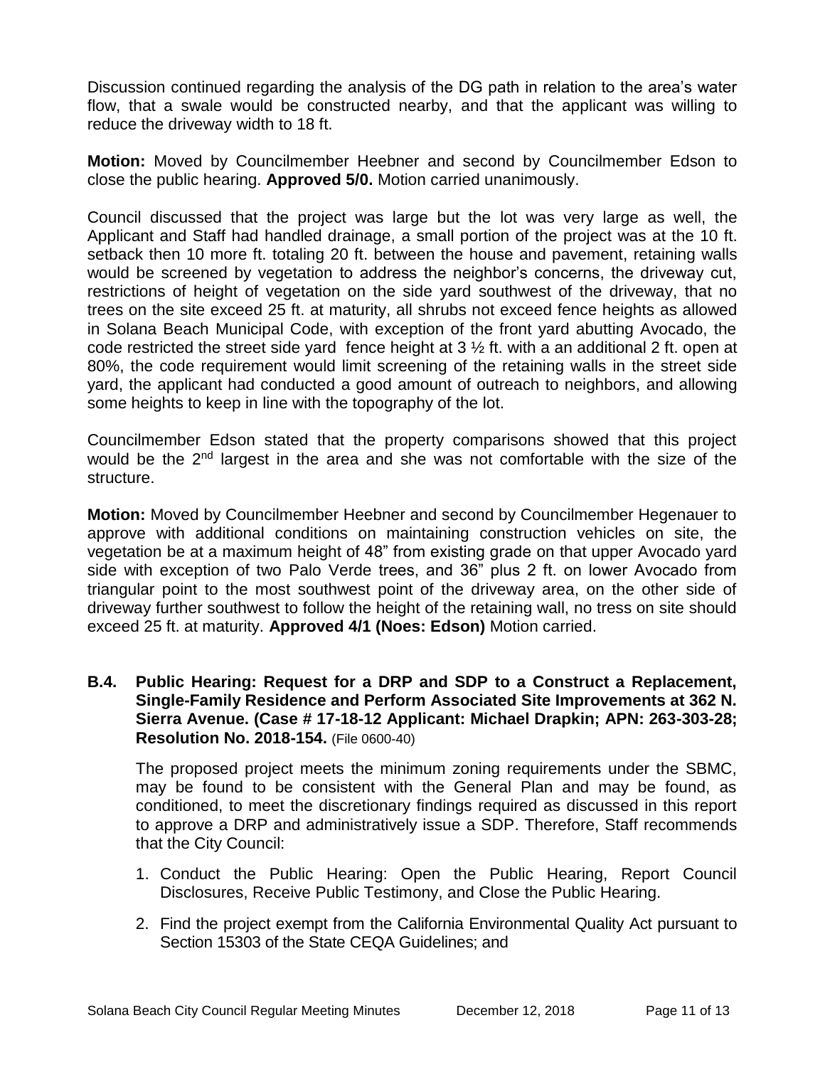Discussion continued regarding the analysis of the DG path in relation to the area's water flow, that a swale would be constructed nearby, and that the applicant was willing to reduce the driveway width to 18 ft.

**Motion:** Moved by Councilmember Heebner and second by Councilmember Edson to close the public hearing. **Approved 5/0.** Motion carried unanimously.

Council discussed that the project was large but the lot was very large as well, the Applicant and Staff had handled drainage, a small portion of the project was at the 10 ft. setback then 10 more ft. totaling 20 ft. between the house and pavement, retaining walls would be screened by vegetation to address the neighbor's concerns, the driveway cut, restrictions of height of vegetation on the side yard southwest of the driveway, that no trees on the site exceed 25 ft. at maturity, all shrubs not exceed fence heights as allowed in Solana Beach Municipal Code, with exception of the front yard abutting Avocado, the code restricted the street side yard fence height at 3 ½ ft. with a an additional 2 ft. open at 80%, the code requirement would limit screening of the retaining walls in the street side yard, the applicant had conducted a good amount of outreach to neighbors, and allowing some heights to keep in line with the topography of the lot.

Councilmember Edson stated that the property comparisons showed that this project would be the 2nd largest in the area and she was not comfortable with the size of the structure.

**Motion:** Moved by Councilmember Heebner and second by Councilmember Hegenauer to approve with additional conditions on maintaining construction vehicles on site, the vegetation be at a maximum height of 48" from existing grade on that upper Avocado yard side with exception of two Palo Verde trees, and 36" plus 2 ft. on lower Avocado from triangular point to the most southwest point of the driveway area, on the other side of driveway further southwest to follow the height of the retaining wall, no tress on site should exceed 25 ft. at maturity. **Approved 4/1 (Noes: Edson)** Motion carried.

**B.4. Public Hearing: Request for a DRP and SDP to a Construct a Replacement, Single-Family Residence and Perform Associated Site Improvements at 362 N. Sierra Avenue. (Case # 17-18-12 Applicant: Michael Drapkin; APN: 263-303-28; Resolution No. 2018-154.** (File 0600-40)

The proposed project meets the minimum zoning requirements under the SBMC, may be found to be consistent with the General Plan and may be found, as conditioned, to meet the discretionary findings required as discussed in this report to approve a DRP and administratively issue a SDP. Therefore, Staff recommends that the City Council:

1. Conduct the Public Hearing: Open the Public Hearing, Report Council Disclosures, Receive Public Testimony, and Close the Public Hearing.
2. Find the project exempt from the California Environmental Quality Act pursuant to Section 15303 of the State CEQA Guidelines; and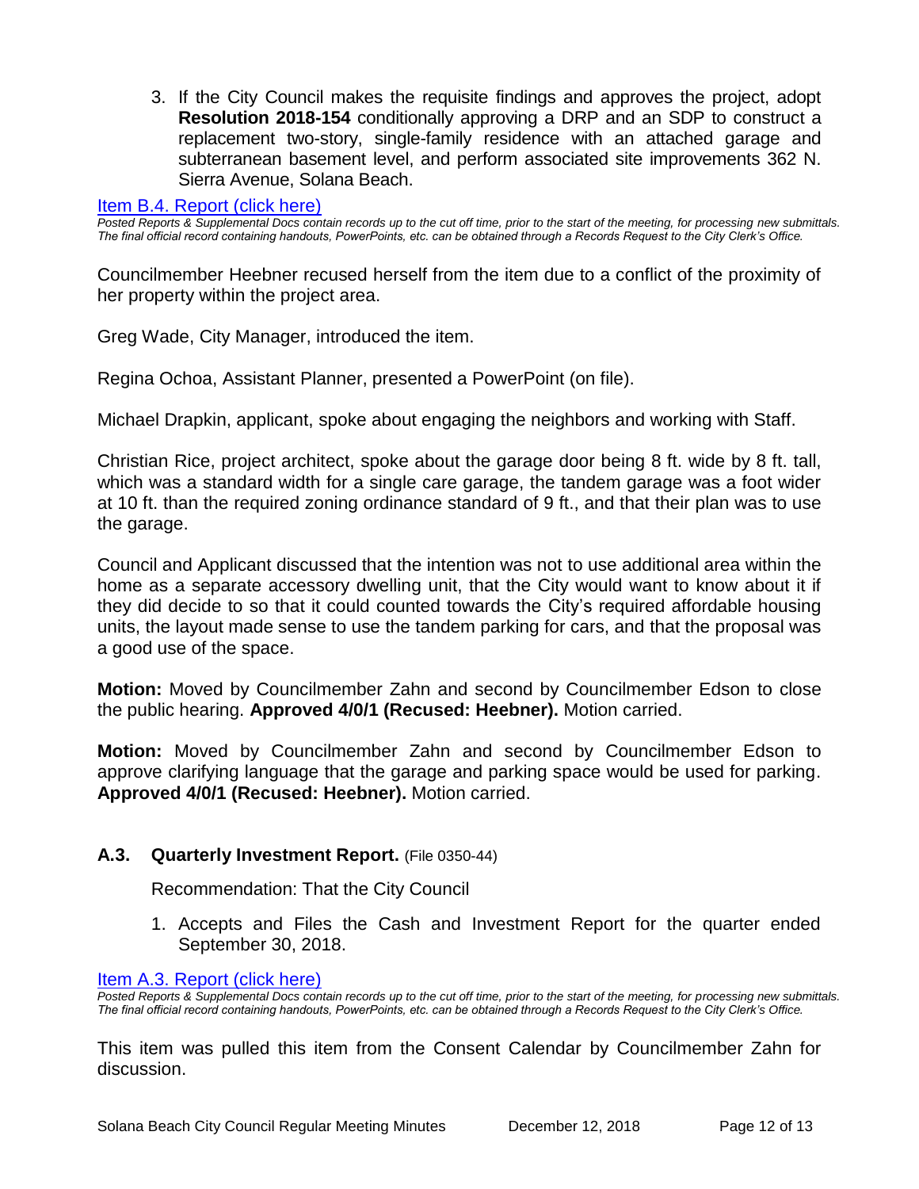3. If the City Council makes the requisite findings and approves the project, adopt **Resolution 2018-154** conditionally approving a DRP and an SDP to construct a replacement two-story, single-family residence with an attached garage and subterranean basement level, and perform associated site improvements 362 N. Sierra Avenue, Solana Beach.

[Item B.4. Report (click here)]

*Posted Reports & Supplemental Docs contain records up to the cut off time, prior to the start of the meeting, for processing new submittals. The final official record containing handouts, PowerPoints, etc. can be obtained through a Records Request to the City Clerk's Office.*

Councilmember Heebner recused herself from the item due to a conflict of the proximity of her property within the project area.

Greg Wade, City Manager, introduced the item.

Regina Ochoa, Assistant Planner, presented a PowerPoint (on file).

Michael Drapkin, applicant, spoke about engaging the neighbors and working with Staff.

Christian Rice, project architect, spoke about the garage door being 8 ft. wide by 8 ft. tall, which was a standard width for a single care garage, the tandem garage was a foot wider at 10 ft. than the required zoning ordinance standard of 9 ft., and that their plan was to use the garage.

Council and Applicant discussed that the intention was not to use additional area within the home as a separate accessory dwelling unit, that the City would want to know about it if they did decide to so that it could counted towards the City's required affordable housing units, the layout made sense to use the tandem parking for cars, and that the proposal was a good use of the space.

**Motion:** Moved by Councilmember Zahn and second by Councilmember Edson to close the public hearing. **Approved 4/0/1 (Recused: Heebner).** Motion carried.

**Motion:** Moved by Councilmember Zahn and second by Councilmember Edson to approve clarifying language that the garage and parking space would be used for parking. **Approved 4/0/1 (Recused: Heebner).** Motion carried.

### A.3. Quarterly Investment Report. (File 0350-44)

Recommendation: That the City Council

1. Accepts and Files the Cash and Investment Report for the quarter ended September 30, 2018.

[Item A.3. Report (click here)]

*Posted Reports & Supplemental Docs contain records up to the cut off time, prior to the start of the meeting, for processing new submittals. The final official record containing handouts, PowerPoints, etc. can be obtained through a Records Request to the City Clerk's Office.*

This item was pulled this item from the Consent Calendar by Councilmember Zahn for discussion.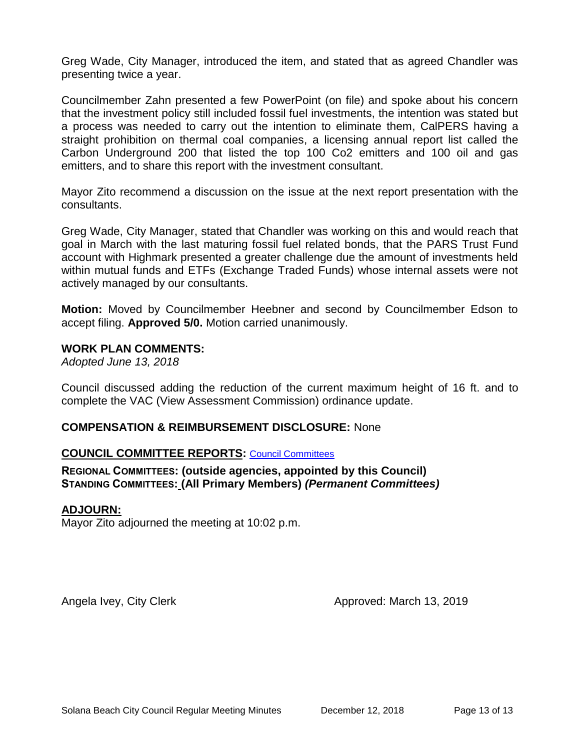Greg Wade, City Manager, introduced the item, and stated that as agreed Chandler was presenting twice a year.

Councilmember Zahn presented a few PowerPoint (on file) and spoke about his concern that the investment policy still included fossil fuel investments, the intention was stated but a process was needed to carry out the intention to eliminate them, CalPERS having a straight prohibition on thermal coal companies, a licensing annual report list called the Carbon Underground 200 that listed the top 100 Co2 emitters and 100 oil and gas emitters, and to share this report with the investment consultant.

Mayor Zito recommend a discussion on the issue at the next report presentation with the consultants.

Greg Wade, City Manager, stated that Chandler was working on this and would reach that goal in March with the last maturing fossil fuel related bonds, that the PARS Trust Fund account with Highmark presented a greater challenge due the amount of investments held within mutual funds and ETFs (Exchange Traded Funds) whose internal assets were not actively managed by our consultants.

**Motion:** Moved by Councilmember Heebner and second by Councilmember Edson to accept filing. **Approved 5/0.** Motion carried unanimously.

**WORK PLAN COMMENTS:**
*Adopted June 13, 2018*

Council discussed adding the reduction of the current maximum height of 16 ft. and to complete the VAC (View Assessment Commission) ordinance update.

**COMPENSATION & REIMBURSEMENT DISCLOSURE:** None

**COUNCIL COMMITTEE REPORTS:** Council Committees

**REGIONAL COMMITTEES: (outside agencies, appointed by this Council)**
**STANDING COMMITTEES: (All Primary Members)** ***(Permanent Committees)***

**ADJOURN:**
Mayor Zito adjourned the meeting at 10:02 p.m.

Angela Ivey, City Clerk

Approved: March 13, 2019